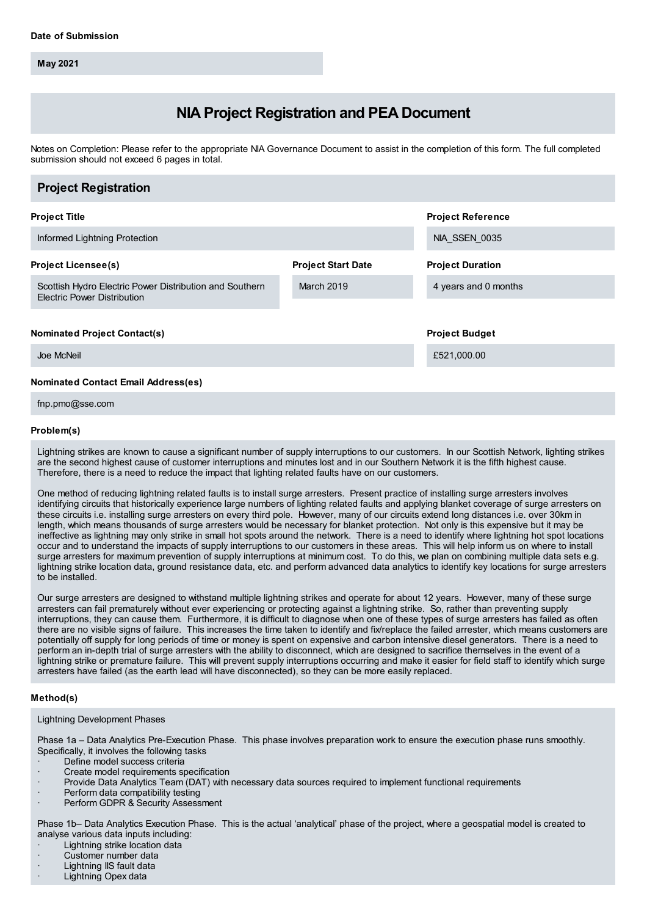**Date of Submission**

**May 2021**

# NIA Project Registration and PEA Document

Notes on Completion: Please refer to the appropriate NIA Governance Document to assist in the completion of this form. The full completed submission should not exceed 6 pages in total.

## Project Registration

**Project Title**

Informed Lightning Protection

**Project Reference**

NIA_SSEN_0035

**Project Licensee(s)**

Scottish Hydro Electric Power Distribution and Southern Electric Power Distribution

**Project Start Date**

March 2019

**Project Duration**

4 years and 0 months

**Nominated Project Contact(s)**

Joe McNeil

**Project Budget**

£521,000.00

**Nominated Contact Email Address(es)**

fnp.pmo@sse.com

**Problem(s)**

Lightning strikes are known to cause a significant number of supply interruptions to our customers. In our Scottish Network, lighting strikes are the second highest cause of customer interruptions and minutes lost and in our Southern Network it is the fifth highest cause. Therefore, there is a need to reduce the impact that lighting related faults have on our customers.

One method of reducing lightning related faults is to install surge arresters. Present practice of installing surge arresters involves identifying circuits that historically experience large numbers of lighting related faults and applying blanket coverage of surge arresters on these circuits i.e. installing surge arresters on every third pole. However, many of our circuits extend long distances i.e. over 30km in length, which means thousands of surge arresters would be necessary for blanket protection. Not only is this expensive but it may be ineffective as lightning may only strike in small hot spots around the network. There is a need to identify where lightning hot spot locations occur and to understand the impacts of supply interruptions to our customers in these areas. This will help inform us on where to install surge arresters for maximum prevention of supply interruptions at minimum cost. To do this, we plan on combining multiple data sets e.g. lightning strike location data, ground resistance data, etc. and perform advanced data analytics to identify key locations for surge arresters to be installed.

Our surge arresters are designed to withstand multiple lightning strikes and operate for about 12 years. However, many of these surge arresters can fail prematurely without ever experiencing or protecting against a lightning strike. So, rather than preventing supply interruptions, they can cause them. Furthermore, it is difficult to diagnose when one of these types of surge arresters has failed as often there are no visible signs of failure. This increases the time taken to identify and fix/replace the failed arrester, which means customers are potentially off supply for long periods of time or money is spent on expensive and carbon intensive diesel generators. There is a need to perform an in-depth trial of surge arresters with the ability to disconnect, which are designed to sacrifice themselves in the event of a lightning strike or premature failure. This will prevent supply interruptions occurring and make it easier for field staff to identify which surge arresters have failed (as the earth lead will have disconnected), so they can be more easily replaced.

**Method(s)**

Lightning Development Phases

Phase 1a – Data Analytics Pre-Execution Phase. This phase involves preparation work to ensure the execution phase runs smoothly. Specifically, it involves the following tasks

- Define model success criteria
- Create model requirements specification
- Provide Data Analytics Team (DAT) with necessary data sources required to implement functional requirements
- Perform data compatibility testing
- Perform GDPR & Security Assessment

Phase 1b– Data Analytics Execution Phase. This is the actual 'analytical' phase of the project, where a geospatial model is created to analyse various data inputs including:

- Lightning strike location data
- Customer number data
- Lightning IIS fault data
- Lightning Opex data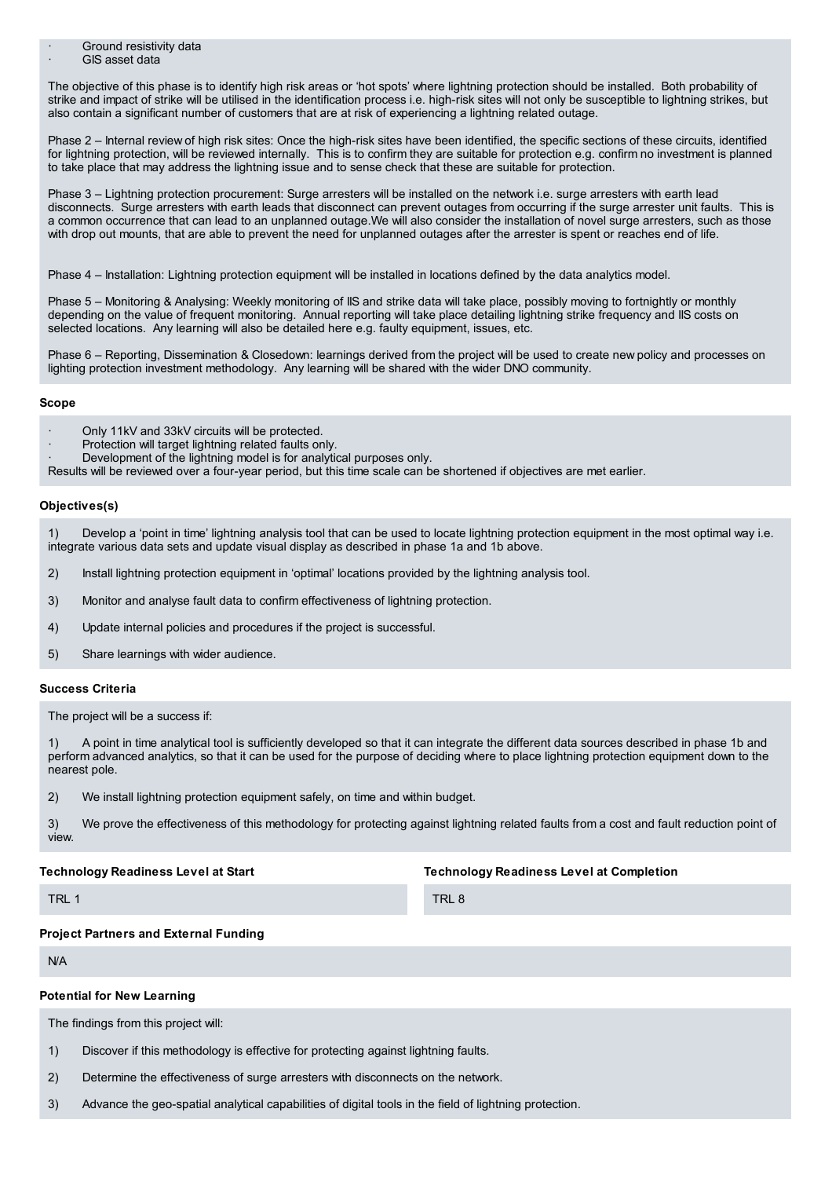- Ground resistivity data
- GIS asset data

The objective of this phase is to identify high risk areas or 'hot spots' where lightning protection should be installed. Both probability of strike and impact of strike will be utilised in the identification process i.e. high-risk sites will not only be susceptible to lightning strikes, but also contain a significant number of customers that are at risk of experiencing a lightning related outage.

Phase 2 – Internal review of high risk sites: Once the high-risk sites have been identified, the specific sections of these circuits, identified for lightning protection, will be reviewed internally. This is to confirm they are suitable for protection e.g. confirm no investment is planned to take place that may address the lightning issue and to sense check that these are suitable for protection.

Phase 3 – Lightning protection procurement: Surge arresters will be installed on the network i.e. surge arresters with earth lead disconnects. Surge arresters with earth leads that disconnect can prevent outages from occurring if the surge arrester unit faults. This is a common occurrence that can lead to an unplanned outage.We will also consider the installation of novel surge arresters, such as those with drop out mounts, that are able to prevent the need for unplanned outages after the arrester is spent or reaches end of life.

Phase 4 – Installation: Lightning protection equipment will be installed in locations defined by the data analytics model.

Phase 5 – Monitoring & Analysing: Weekly monitoring of IIS and strike data will take place, possibly moving to fortnightly or monthly depending on the value of frequent monitoring. Annual reporting will take place detailing lightning strike frequency and IIS costs on selected locations. Any learning will also be detailed here e.g. faulty equipment, issues, etc.

Phase 6 – Reporting, Dissemination & Closedown: learnings derived from the project will be used to create new policy and processes on lighting protection investment methodology. Any learning will be shared with the wider DNO community.

### Scope

- Only 11kV and 33kV circuits will be protected.
- Protection will target lightning related faults only.
- Development of the lightning model is for analytical purposes only.

Results will be reviewed over a four-year period, but this time scale can be shortened if objectives are met earlier.

### Objectives(s)

1) Develop a 'point in time' lightning analysis tool that can be used to locate lightning protection equipment in the most optimal way i.e. integrate various data sets and update visual display as described in phase 1a and 1b above.

2) Install lightning protection equipment in 'optimal' locations provided by the lightning analysis tool.

3) Monitor and analyse fault data to confirm effectiveness of lightning protection.

4) Update internal policies and procedures if the project is successful.

5) Share learnings with wider audience.

### Success Criteria

The project will be a success if:

1) A point in time analytical tool is sufficiently developed so that it can integrate the different data sources described in phase 1b and perform advanced analytics, so that it can be used for the purpose of deciding where to place lightning protection equipment down to the nearest pole.

2) We install lightning protection equipment safely, on time and within budget.

3) We prove the effectiveness of this methodology for protecting against lightning related faults from a cost and fault reduction point of view.

### Technology Readiness Level at Start

TRL 1

### Technology Readiness Level at Completion

TRL 8

### Project Partners and External Funding

N/A

### Potential for New Learning

The findings from this project will:

1) Discover if this methodology is effective for protecting against lightning faults.

2) Determine the effectiveness of surge arresters with disconnects on the network.

3) Advance the geo-spatial analytical capabilities of digital tools in the field of lightning protection.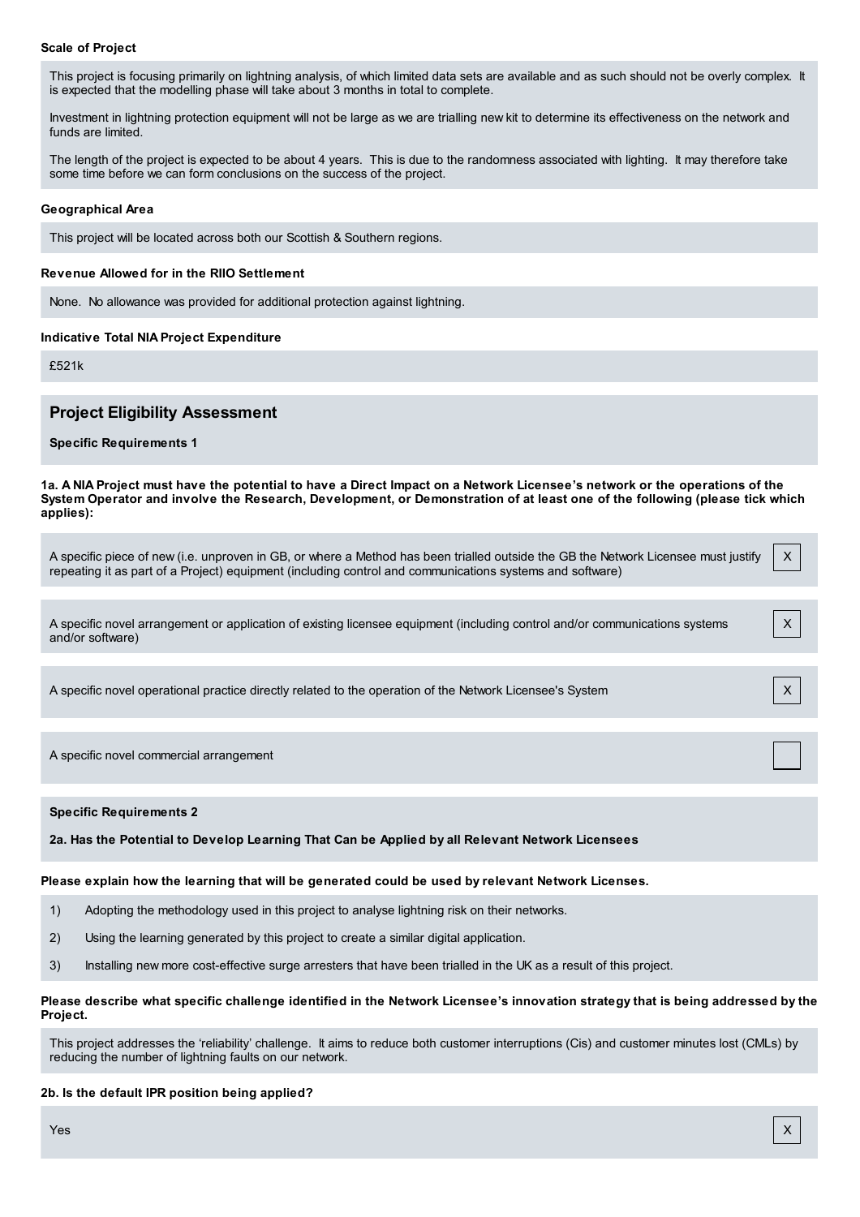**Scale of Project**

This project is focusing primarily on lightning analysis, of which limited data sets are available and as such should not be overly complex. It is expected that the modelling phase will take about 3 months in total to complete.

Investment in lightning protection equipment will not be large as we are trialling new kit to determine its effectiveness on the network and funds are limited.

The length of the project is expected to be about 4 years. This is due to the randomness associated with lighting. It may therefore take some time before we can form conclusions on the success of the project.

**Geographical Area**

This project will be located across both our Scottish & Southern regions.

**Revenue Allowed for in the RIIO Settlement**

None. No allowance was provided for additional protection against lightning.

**Indicative Total NIA Project Expenditure**

£521k

## Project Eligibility Assessment

**Specific Requirements 1**

**1a. A NIA Project must have the potential to have a Direct Impact on a Network Licensee's network or the operations of the System Operator and involve the Research, Development, or Demonstration of at least one of the following (please tick which applies):**

| | |
|---|---|
| A specific piece of new (i.e. unproven in GB, or where a Method has been trialled outside the GB the Network Licensee must justify repeating it as part of a Project) equipment (including control and communications systems and software) | X |
| A specific novel arrangement or application of existing licensee equipment (including control and/or communications systems and/or software) | X |
| A specific novel operational practice directly related to the operation of the Network Licensee's System | X |
| A specific novel commercial arrangement | |

**Specific Requirements 2**

**2a. Has the Potential to Develop Learning That Can be Applied by all Relevant Network Licensees**

**Please explain how the learning that will be generated could be used by relevant Network Licenses.**

1) Adopting the methodology used in this project to analyse lightning risk on their networks.
2) Using the learning generated by this project to create a similar digital application.
3) Installing new more cost-effective surge arresters that have been trialled in the UK as a result of this project.

**Please describe what specific challenge identified in the Network Licensee's innovation strategy that is being addressed by the Project.**

This project addresses the 'reliability' challenge. It aims to reduce both customer interruptions (Cis) and customer minutes lost (CMLs) by reducing the number of lightning faults on our network.

**2b. Is the default IPR position being applied?**

| | |
|---|---|
| Yes | X |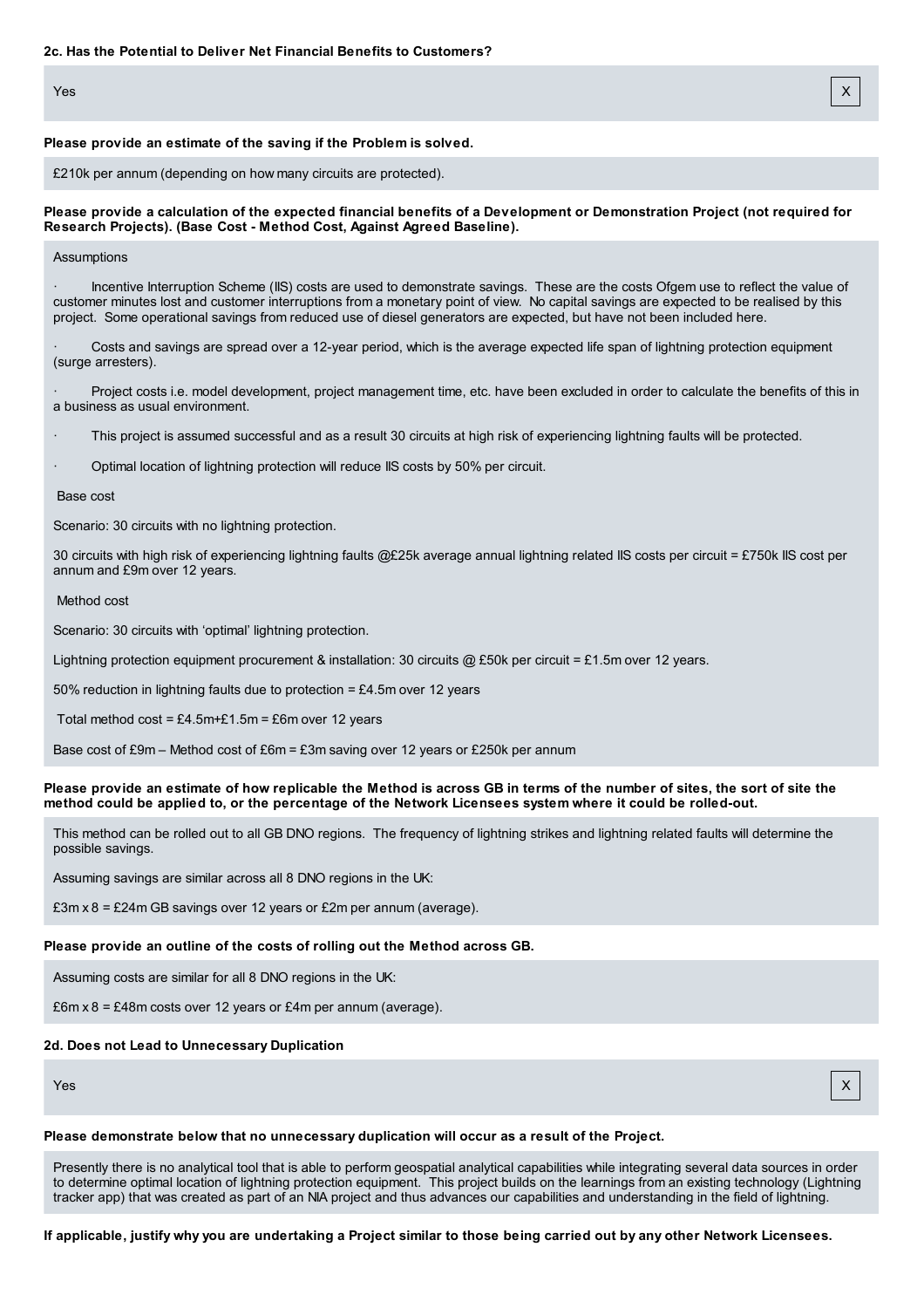**2c. Has the Potential to Deliver Net Financial Benefits to Customers?**

Yes X

**Please provide an estimate of the saving if the Problem is solved.**

£210k per annum (depending on how many circuits are protected).

**Please provide a calculation of the expected financial benefits of a Development or Demonstration Project (not required for Research Projects). (Base Cost - Method Cost, Against Agreed Baseline).**

Assumptions

- Incentive Interruption Scheme (IIS) costs are used to demonstrate savings. These are the costs Ofgem use to reflect the value of customer minutes lost and customer interruptions from a monetary point of view. No capital savings are expected to be realised by this project. Some operational savings from reduced use of diesel generators are expected, but have not been included here.
- Costs and savings are spread over a 12-year period, which is the average expected life span of lightning protection equipment (surge arresters).
- Project costs i.e. model development, project management time, etc. have been excluded in order to calculate the benefits of this in a business as usual environment.
- This project is assumed successful and as a result 30 circuits at high risk of experiencing lightning faults will be protected.
- Optimal location of lightning protection will reduce IIS costs by 50% per circuit.

Base cost

Scenario: 30 circuits with no lightning protection.

30 circuits with high risk of experiencing lightning faults @£25k average annual lightning related IIS costs per circuit = £750k IIS cost per annum and £9m over 12 years.

Method cost

Scenario: 30 circuits with 'optimal' lightning protection.

Lightning protection equipment procurement & installation: 30 circuits @ £50k per circuit = £1.5m over 12 years.

50% reduction in lightning faults due to protection = £4.5m over 12 years

Total method cost = £4.5m+£1.5m = £6m over 12 years

Base cost of £9m – Method cost of £6m = £3m saving over 12 years or £250k per annum

**Please provide an estimate of how replicable the Method is across GB in terms of the number of sites, the sort of site the method could be applied to, or the percentage of the Network Licensees system where it could be rolled-out.**

This method can be rolled out to all GB DNO regions. The frequency of lightning strikes and lightning related faults will determine the possible savings.

Assuming savings are similar across all 8 DNO regions in the UK:

£3m x 8 = £24m GB savings over 12 years or £2m per annum (average).

**Please provide an outline of the costs of rolling out the Method across GB.**

Assuming costs are similar for all 8 DNO regions in the UK:

£6m x 8 = £48m costs over 12 years or £4m per annum (average).

**2d. Does not Lead to Unnecessary Duplication**

Yes X

**Please demonstrate below that no unnecessary duplication will occur as a result of the Project.**

Presently there is no analytical tool that is able to perform geospatial analytical capabilities while integrating several data sources in order to determine optimal location of lightning protection equipment. This project builds on the learnings from an existing technology (Lightning tracker app) that was created as part of an NIA project and thus advances our capabilities and understanding in the field of lightning.

**If applicable, justify why you are undertaking a Project similar to those being carried out by any other Network Licensees.**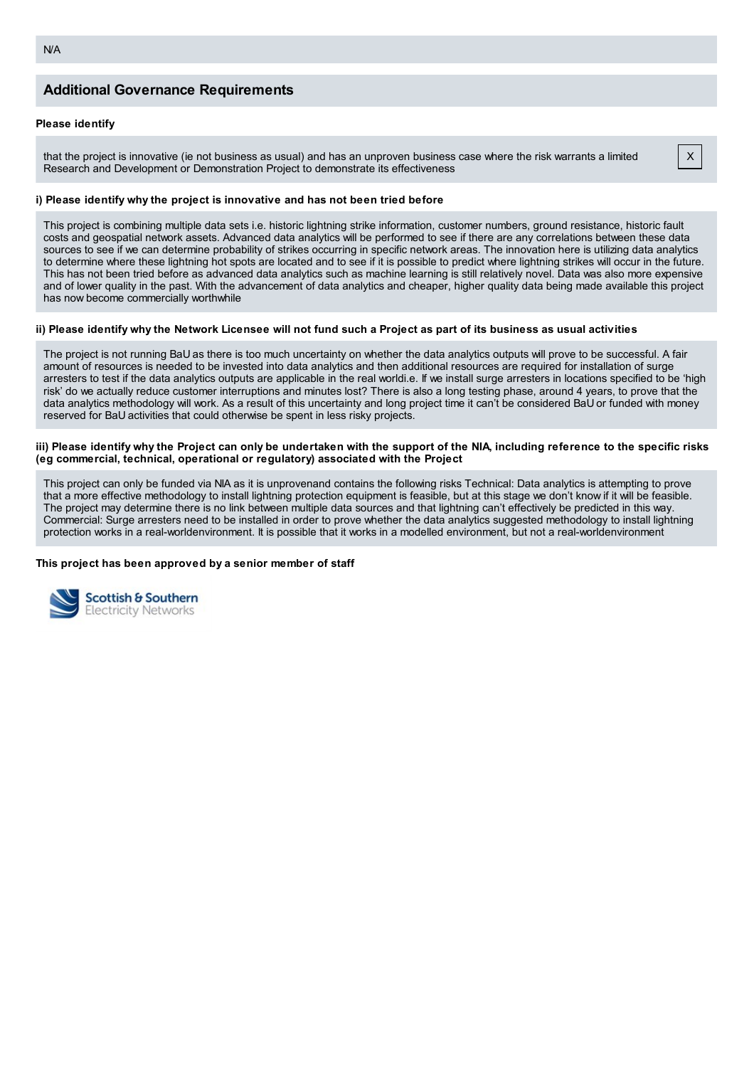N/A

## Additional Governance Requirements

**Please identify**

that the project is innovative (ie not business as usual) and has an unproven business case where the risk warrants a limited Research and Development or Demonstration Project to demonstrate its effectiveness

X

**i) Please identify why the project is innovative and has not been tried before**

This project is combining multiple data sets i.e. historic lightning strike information, customer numbers, ground resistance, historic fault costs and geospatial network assets. Advanced data analytics will be performed to see if there are any correlations between these data sources to see if we can determine probability of strikes occurring in specific network areas. The innovation here is utilizing data analytics to determine where these lightning hot spots are located and to see if it is possible to predict where lightning strikes will occur in the future. This has not been tried before as advanced data analytics such as machine learning is still relatively novel. Data was also more expensive and of lower quality in the past. With the advancement of data analytics and cheaper, higher quality data being made available this project has now become commercially worthwhile

**ii) Please identify why the Network Licensee will not fund such a Project as part of its business as usual activities**

The project is not running BaU as there is too much uncertainty on whether the data analytics outputs will prove to be successful. A fair amount of resources is needed to be invested into data analytics and then additional resources are required for installation of surge arresters to test if the data analytics outputs are applicable in the real worldi.e. If we install surge arresters in locations specified to be 'high risk' do we actually reduce customer interruptions and minutes lost? There is also a long testing phase, around 4 years, to prove that the data analytics methodology will work. As a result of this uncertainty and long project time it can't be considered BaU or funded with money reserved for BaU activities that could otherwise be spent in less risky projects.

**iii) Please identify why the Project can only be undertaken with the support of the NIA, including reference to the specific risks (eg commercial, technical, operational or regulatory) associated with the Project**

This project can only be funded via NIA as it is unprovenand contains the following risks Technical: Data analytics is attempting to prove that a more effective methodology to install lightning protection equipment is feasible, but at this stage we don't know if it will be feasible. The project may determine there is no link between multiple data sources and that lightning can't effectively be predicted in this way. Commercial: Surge arresters need to be installed in order to prove whether the data analytics suggested methodology to install lightning protection works in a real-worldenvironment. It is possible that it works in a modelled environment, but not a real-worldenvironment

**This project has been approved by a senior member of staff**

Scottish & Southern Electricity Networks